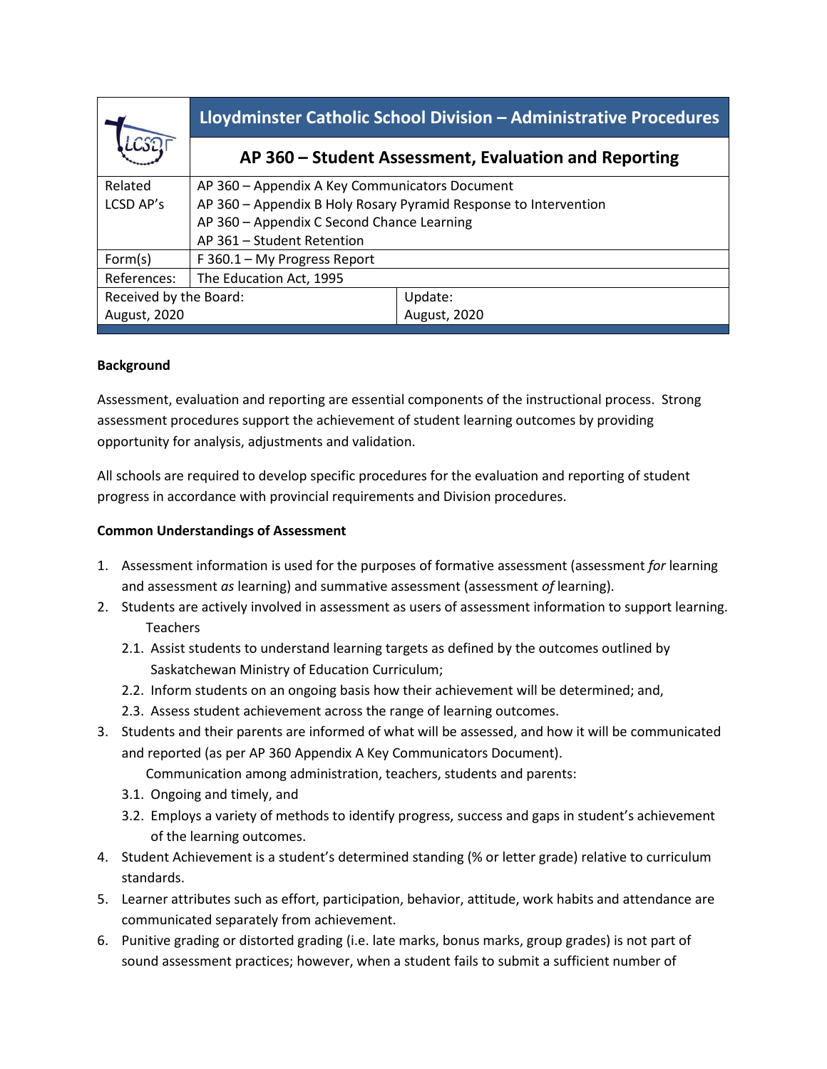| | Lloydminster Catholic School Division – Administrative Procedures | |
|---|---|---|
| | **AP 360 – Student Assessment, Evaluation and Reporting** | |
| Related LCSD AP's | AP 360 – Appendix A Key Communicators Document<br>AP 360 – Appendix B Holy Rosary Pyramid Response to Intervention<br>AP 360 – Appendix C Second Chance Learning<br>AP 361 – Student Retention | |
| Form(s) | F 360.1 – My Progress Report | |
| References: | The Education Act, 1995 | |
| Received by the Board:<br>August, 2020 | | Update:<br>August, 2020 |

**Background**

Assessment, evaluation and reporting are essential components of the instructional process. Strong assessment procedures support the achievement of student learning outcomes by providing opportunity for analysis, adjustments and validation.

All schools are required to develop specific procedures for the evaluation and reporting of student progress in accordance with provincial requirements and Division procedures.

**Common Understandings of Assessment**

1. Assessment information is used for the purposes of formative assessment (assessment *for* learning and assessment *as* learning) and summative assessment (assessment *of* learning).
2. Students are actively involved in assessment as users of assessment information to support learning.
   Teachers
   2.1. Assist students to understand learning targets as defined by the outcomes outlined by Saskatchewan Ministry of Education Curriculum;
   2.2. Inform students on an ongoing basis how their achievement will be determined; and,
   2.3. Assess student achievement across the range of learning outcomes.
3. Students and their parents are informed of what will be assessed, and how it will be communicated and reported (as per AP 360 Appendix A Key Communicators Document).
   Communication among administration, teachers, students and parents:
   3.1. Ongoing and timely, and
   3.2. Employs a variety of methods to identify progress, success and gaps in student's achievement of the learning outcomes.
4. Student Achievement is a student's determined standing (% or letter grade) relative to curriculum standards.
5. Learner attributes such as effort, participation, behavior, attitude, work habits and attendance are communicated separately from achievement.
6. Punitive grading or distorted grading (i.e. late marks, bonus marks, group grades) is not part of sound assessment practices; however, when a student fails to submit a sufficient number of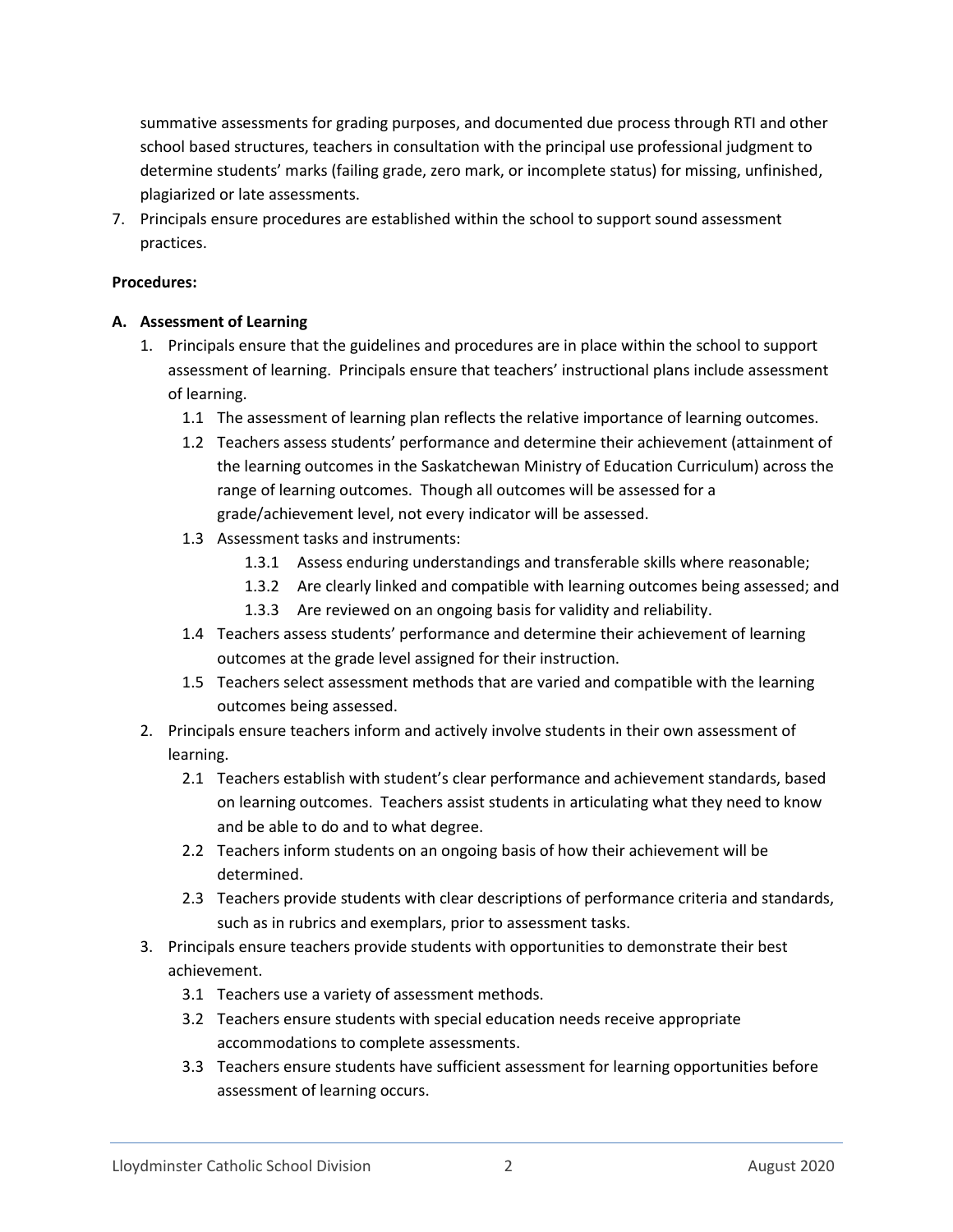summative assessments for grading purposes, and documented due process through RTI and other school based structures, teachers in consultation with the principal use professional judgment to determine students' marks (failing grade, zero mark, or incomplete status) for missing, unfinished, plagiarized or late assessments.

7. Principals ensure procedures are established within the school to support sound assessment practices.

**Procedures:**

**A. Assessment of Learning**

1. Principals ensure that the guidelines and procedures are in place within the school to support assessment of learning. Principals ensure that teachers' instructional plans include assessment of learning.
   - 1.1 The assessment of learning plan reflects the relative importance of learning outcomes.
   - 1.2 Teachers assess students' performance and determine their achievement (attainment of the learning outcomes in the Saskatchewan Ministry of Education Curriculum) across the range of learning outcomes. Though all outcomes will be assessed for a grade/achievement level, not every indicator will be assessed.
   - 1.3 Assessment tasks and instruments:
     - 1.3.1 Assess enduring understandings and transferable skills where reasonable;
     - 1.3.2 Are clearly linked and compatible with learning outcomes being assessed; and
     - 1.3.3 Are reviewed on an ongoing basis for validity and reliability.
   - 1.4 Teachers assess students' performance and determine their achievement of learning outcomes at the grade level assigned for their instruction.
   - 1.5 Teachers select assessment methods that are varied and compatible with the learning outcomes being assessed.
2. Principals ensure teachers inform and actively involve students in their own assessment of learning.
   - 2.1 Teachers establish with student's clear performance and achievement standards, based on learning outcomes. Teachers assist students in articulating what they need to know and be able to do and to what degree.
   - 2.2 Teachers inform students on an ongoing basis of how their achievement will be determined.
   - 2.3 Teachers provide students with clear descriptions of performance criteria and standards, such as in rubrics and exemplars, prior to assessment tasks.
3. Principals ensure teachers provide students with opportunities to demonstrate their best achievement.
   - 3.1 Teachers use a variety of assessment methods.
   - 3.2 Teachers ensure students with special education needs receive appropriate accommodations to complete assessments.
   - 3.3 Teachers ensure students have sufficient assessment for learning opportunities before assessment of learning occurs.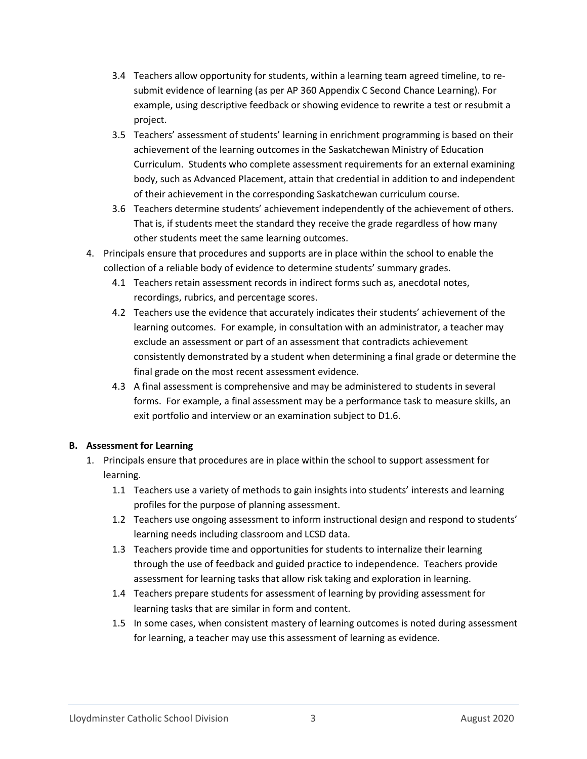- 3.4 Teachers allow opportunity for students, within a learning team agreed timeline, to re-submit evidence of learning (as per AP 360 Appendix C Second Chance Learning). For example, using descriptive feedback or showing evidence to rewrite a test or resubmit a project.
   - 3.5 Teachers' assessment of students' learning in enrichment programming is based on their achievement of the learning outcomes in the Saskatchewan Ministry of Education Curriculum. Students who complete assessment requirements for an external examining body, such as Advanced Placement, attain that credential in addition to and independent of their achievement in the corresponding Saskatchewan curriculum course.
   - 3.6 Teachers determine students' achievement independently of the achievement of others. That is, if students meet the standard they receive the grade regardless of how many other students meet the same learning outcomes.
4. Principals ensure that procedures and supports are in place within the school to enable the collection of a reliable body of evidence to determine students' summary grades.
   - 4.1 Teachers retain assessment records in indirect forms such as, anecdotal notes, recordings, rubrics, and percentage scores.
   - 4.2 Teachers use the evidence that accurately indicates their students' achievement of the learning outcomes. For example, in consultation with an administrator, a teacher may exclude an assessment or part of an assessment that contradicts achievement consistently demonstrated by a student when determining a final grade or determine the final grade on the most recent assessment evidence.
   - 4.3 A final assessment is comprehensive and may be administered to students in several forms. For example, a final assessment may be a performance task to measure skills, an exit portfolio and interview or an examination subject to D1.6.

**B. Assessment for Learning**

1. Principals ensure that procedures are in place within the school to support assessment for learning.
   - 1.1 Teachers use a variety of methods to gain insights into students' interests and learning profiles for the purpose of planning assessment.
   - 1.2 Teachers use ongoing assessment to inform instructional design and respond to students' learning needs including classroom and LCSD data.
   - 1.3 Teachers provide time and opportunities for students to internalize their learning through the use of feedback and guided practice to independence. Teachers provide assessment for learning tasks that allow risk taking and exploration in learning.
   - 1.4 Teachers prepare students for assessment of learning by providing assessment for learning tasks that are similar in form and content.
   - 1.5 In some cases, when consistent mastery of learning outcomes is noted during assessment for learning, a teacher may use this assessment of learning as evidence.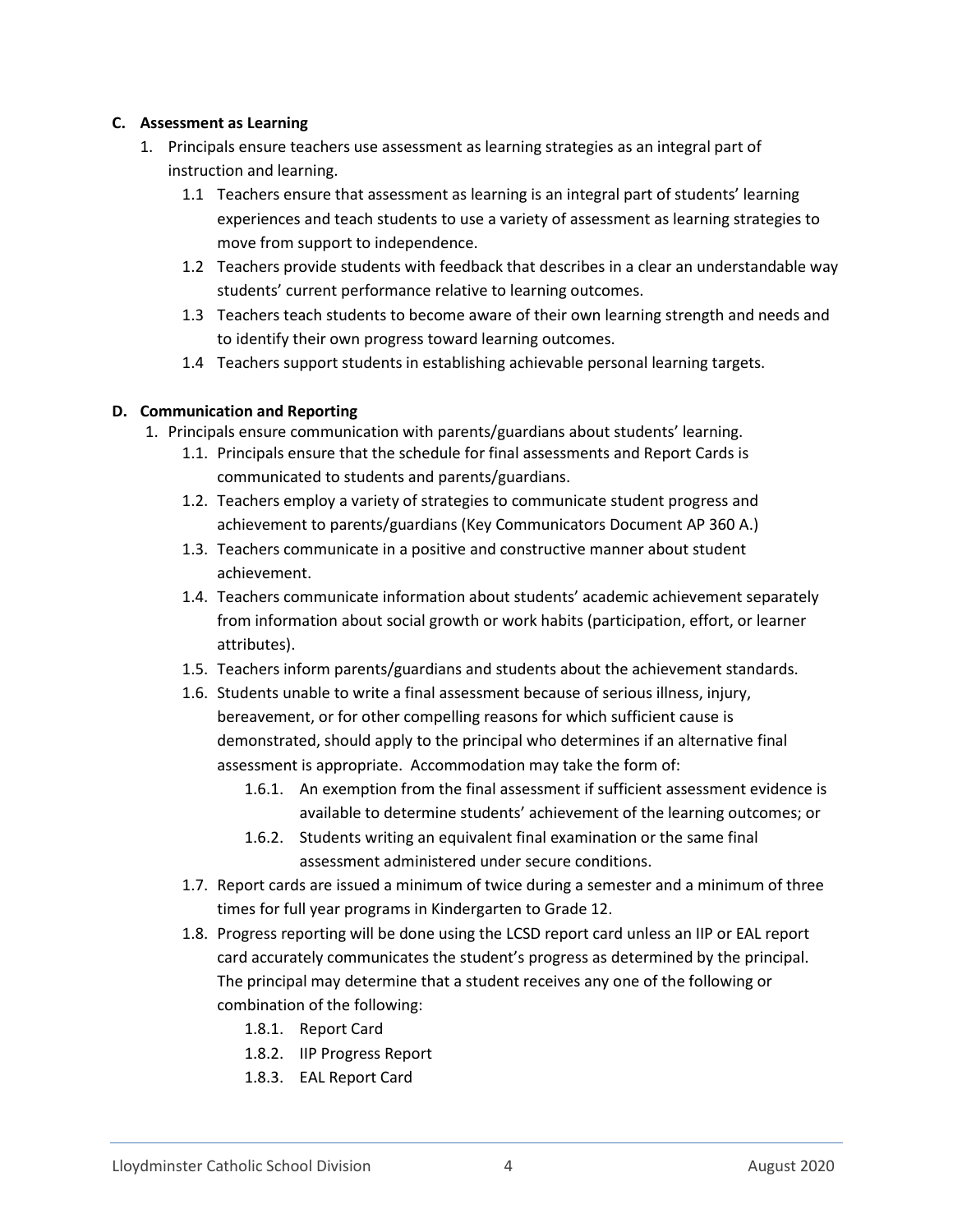**C. Assessment as Learning**

1. Principals ensure teachers use assessment as learning strategies as an integral part of instruction and learning.
   - 1.1 Teachers ensure that assessment as learning is an integral part of students' learning experiences and teach students to use a variety of assessment as learning strategies to move from support to independence.
   - 1.2 Teachers provide students with feedback that describes in a clear an understandable way students' current performance relative to learning outcomes.
   - 1.3 Teachers teach students to become aware of their own learning strength and needs and to identify their own progress toward learning outcomes.
   - 1.4 Teachers support students in establishing achievable personal learning targets.

**D. Communication and Reporting**

1. Principals ensure communication with parents/guardians about students' learning.
   - 1.1. Principals ensure that the schedule for final assessments and Report Cards is communicated to students and parents/guardians.
   - 1.2. Teachers employ a variety of strategies to communicate student progress and achievement to parents/guardians (Key Communicators Document AP 360 A.)
   - 1.3. Teachers communicate in a positive and constructive manner about student achievement.
   - 1.4. Teachers communicate information about students' academic achievement separately from information about social growth or work habits (participation, effort, or learner attributes).
   - 1.5. Teachers inform parents/guardians and students about the achievement standards.
   - 1.6. Students unable to write a final assessment because of serious illness, injury, bereavement, or for other compelling reasons for which sufficient cause is demonstrated, should apply to the principal who determines if an alternative final assessment is appropriate. Accommodation may take the form of:
     - 1.6.1. An exemption from the final assessment if sufficient assessment evidence is available to determine students' achievement of the learning outcomes; or
     - 1.6.2. Students writing an equivalent final examination or the same final assessment administered under secure conditions.
   - 1.7. Report cards are issued a minimum of twice during a semester and a minimum of three times for full year programs in Kindergarten to Grade 12.
   - 1.8. Progress reporting will be done using the LCSD report card unless an IIP or EAL report card accurately communicates the student's progress as determined by the principal. The principal may determine that a student receives any one of the following or combination of the following:
     - 1.8.1. Report Card
     - 1.8.2. IIP Progress Report
     - 1.8.3. EAL Report Card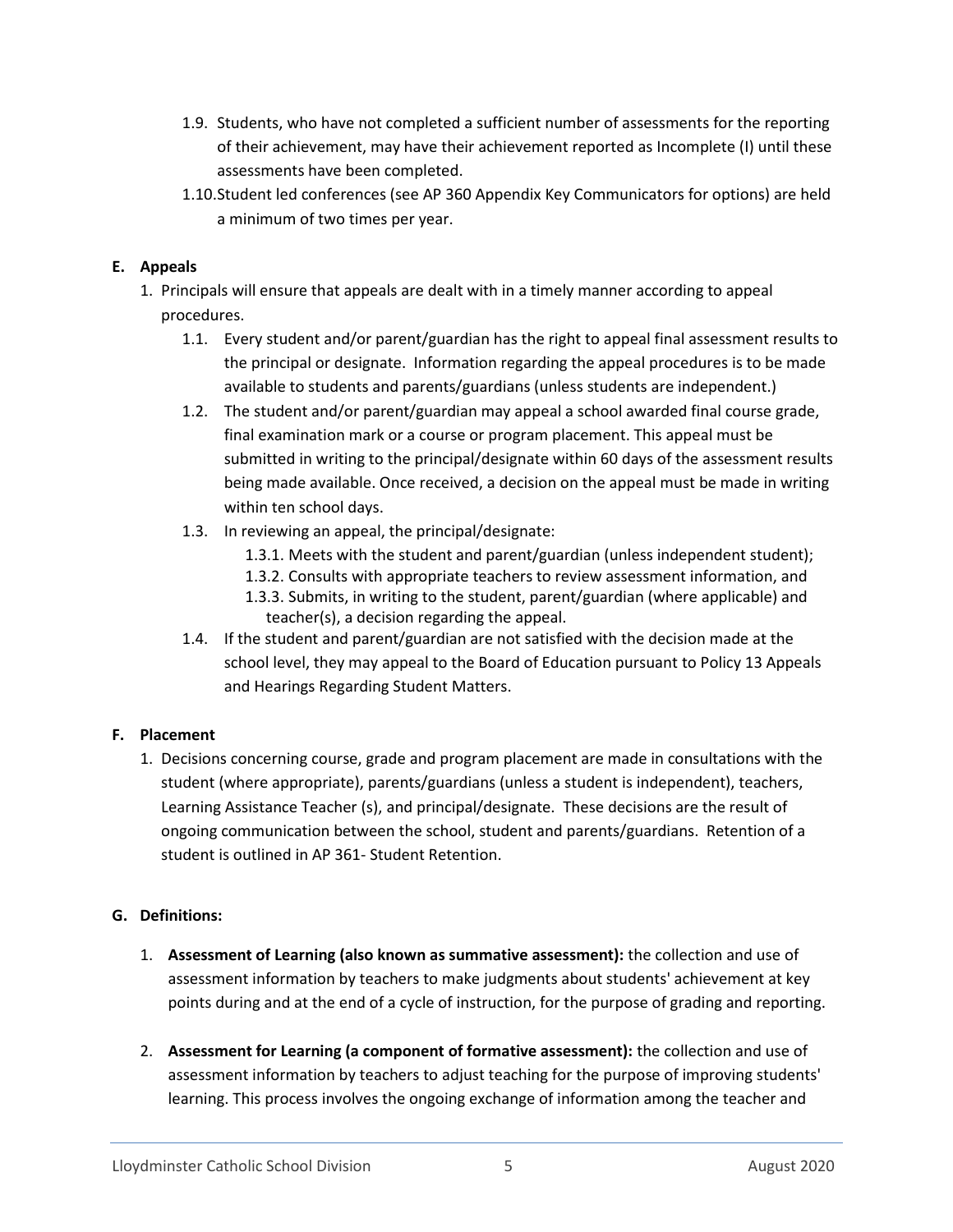1.9. Students, who have not completed a sufficient number of assessments for the reporting of their achievement, may have their achievement reported as Incomplete (I) until these assessments have been completed.

1.10. Student led conferences (see AP 360 Appendix Key Communicators for options) are held a minimum of two times per year.

**E. Appeals**

1. Principals will ensure that appeals are dealt with in a timely manner according to appeal procedures.

   1.1. Every student and/or parent/guardian has the right to appeal final assessment results to the principal or designate. Information regarding the appeal procedures is to be made available to students and parents/guardians (unless students are independent.)

   1.2. The student and/or parent/guardian may appeal a school awarded final course grade, final examination mark or a course or program placement. This appeal must be submitted in writing to the principal/designate within 60 days of the assessment results being made available. Once received, a decision on the appeal must be made in writing within ten school days.

   1.3. In reviewing an appeal, the principal/designate:

      1.3.1. Meets with the student and parent/guardian (unless independent student);

      1.3.2. Consults with appropriate teachers to review assessment information, and

      1.3.3. Submits, in writing to the student, parent/guardian (where applicable) and teacher(s), a decision regarding the appeal.

   1.4. If the student and parent/guardian are not satisfied with the decision made at the school level, they may appeal to the Board of Education pursuant to Policy 13 Appeals and Hearings Regarding Student Matters.

**F. Placement**

1. Decisions concerning course, grade and program placement are made in consultations with the student (where appropriate), parents/guardians (unless a student is independent), teachers, Learning Assistance Teacher (s), and principal/designate. These decisions are the result of ongoing communication between the school, student and parents/guardians. Retention of a student is outlined in AP 361- Student Retention.

**G. Definitions:**

1. **Assessment of Learning (also known as summative assessment):** the collection and use of assessment information by teachers to make judgments about students' achievement at key points during and at the end of a cycle of instruction, for the purpose of grading and reporting.

2. **Assessment for Learning (a component of formative assessment):** the collection and use of assessment information by teachers to adjust teaching for the purpose of improving students' learning. This process involves the ongoing exchange of information among the teacher and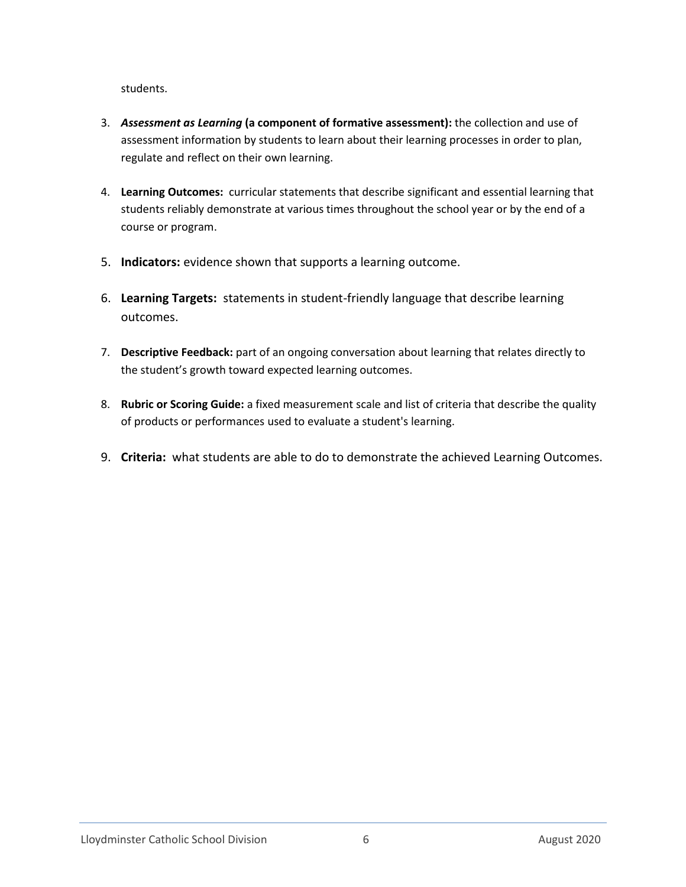students.

3. ***Assessment as Learning*** **(a component of formative assessment):** the collection and use of assessment information by students to learn about their learning processes in order to plan, regulate and reflect on their own learning.

4. **Learning Outcomes:** curricular statements that describe significant and essential learning that students reliably demonstrate at various times throughout the school year or by the end of a course or program.

5. **Indicators:** evidence shown that supports a learning outcome.

6. **Learning Targets:** statements in student-friendly language that describe learning outcomes.

7. **Descriptive Feedback:** part of an ongoing conversation about learning that relates directly to the student's growth toward expected learning outcomes.

8. **Rubric or Scoring Guide:** a fixed measurement scale and list of criteria that describe the quality of products or performances used to evaluate a student's learning.

9. **Criteria:** what students are able to do to demonstrate the achieved Learning Outcomes.